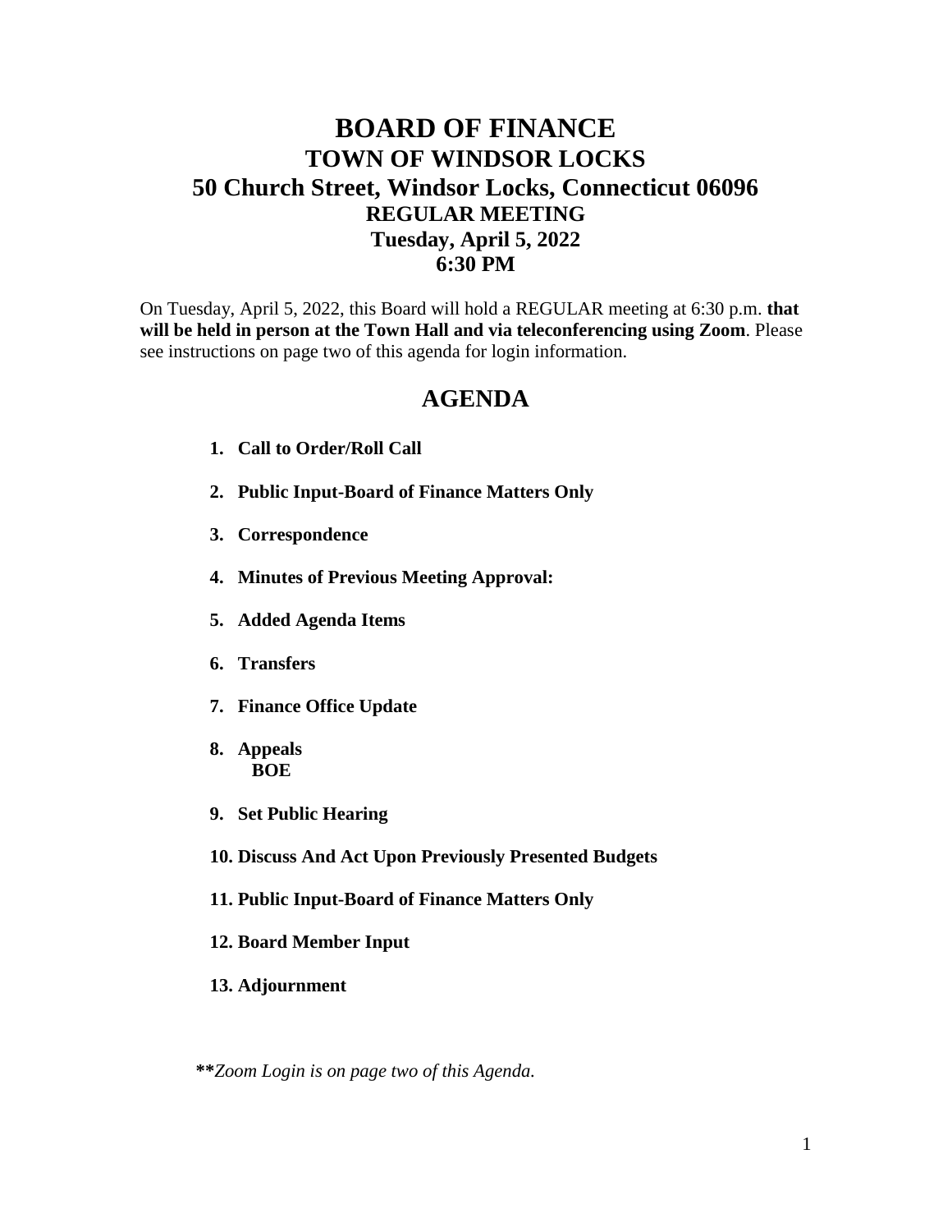# BOARD OF FINANCE
## TOWN OF WINDSOR LOCKS
## 50 Church Street, Windsor Locks, Connecticut 06096
### REGULAR MEETING
### Tuesday, April 5, 2022
### 6:30 PM

On Tuesday, April 5, 2022, this Board will hold a REGULAR meeting at 6:30 p.m. **that will be held in person at the Town Hall and via teleconferencing using Zoom**. Please see instructions on page two of this agenda for login information.

## AGENDA

1. **Call to Order/Roll Call**
2. **Public Input-Board of Finance Matters Only**
3. **Correspondence**
4. **Minutes of Previous Meeting Approval:**
5. **Added Agenda Items**
6. **Transfers**
7. **Finance Office Update**
8. **Appeals**
   **BOE**
9. **Set Public Hearing**
10. **Discuss And Act Upon Previously Presented Budgets**
11. **Public Input-Board of Finance Matters Only**
12. **Board Member Input**
13. **Adjournment**

***\*\*Zoom Login is on page two of this Agenda.***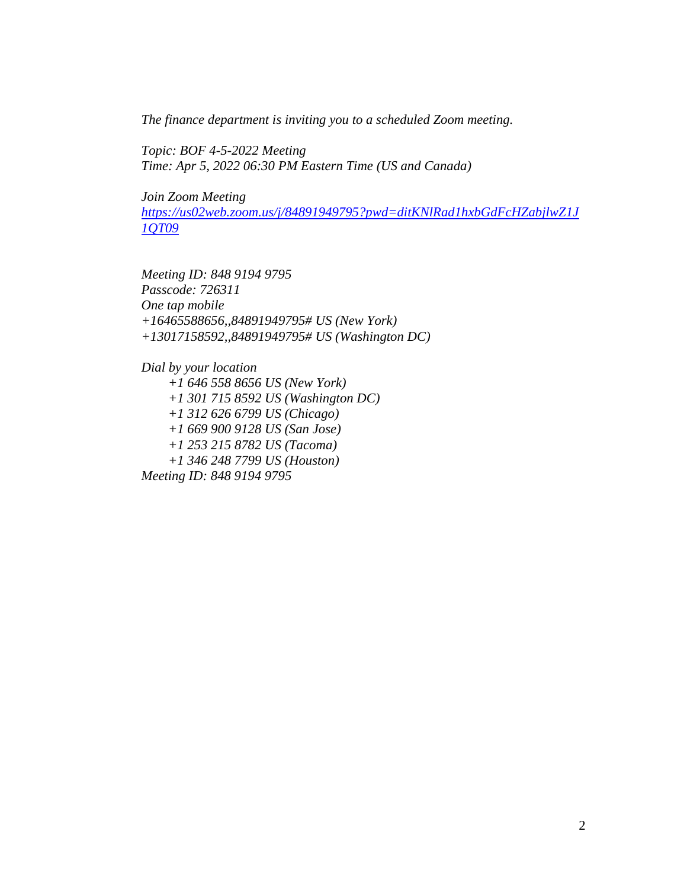*The finance department is inviting you to a scheduled Zoom meeting.*

*Topic: BOF 4-5-2022 Meeting*
*Time: Apr 5, 2022 06:30 PM Eastern Time (US and Canada)*

*Join Zoom Meeting*
*https://us02web.zoom.us/j/84891949795?pwd=ditKNlRad1hxbGdFcHZabjlwZ1J1QT09*

*Meeting ID: 848 9194 9795*
*Passcode: 726311*
*One tap mobile*
*+16465588656,,84891949795# US (New York)*
*+13017158592,,84891949795# US (Washington DC)*

*Dial by your location*

- *+1 646 558 8656 US (New York)*
- *+1 301 715 8592 US (Washington DC)*
- *+1 312 626 6799 US (Chicago)*
- *+1 669 900 9128 US (San Jose)*
- *+1 253 215 8782 US (Tacoma)*
- *+1 346 248 7799 US (Houston)*

*Meeting ID: 848 9194 9795*